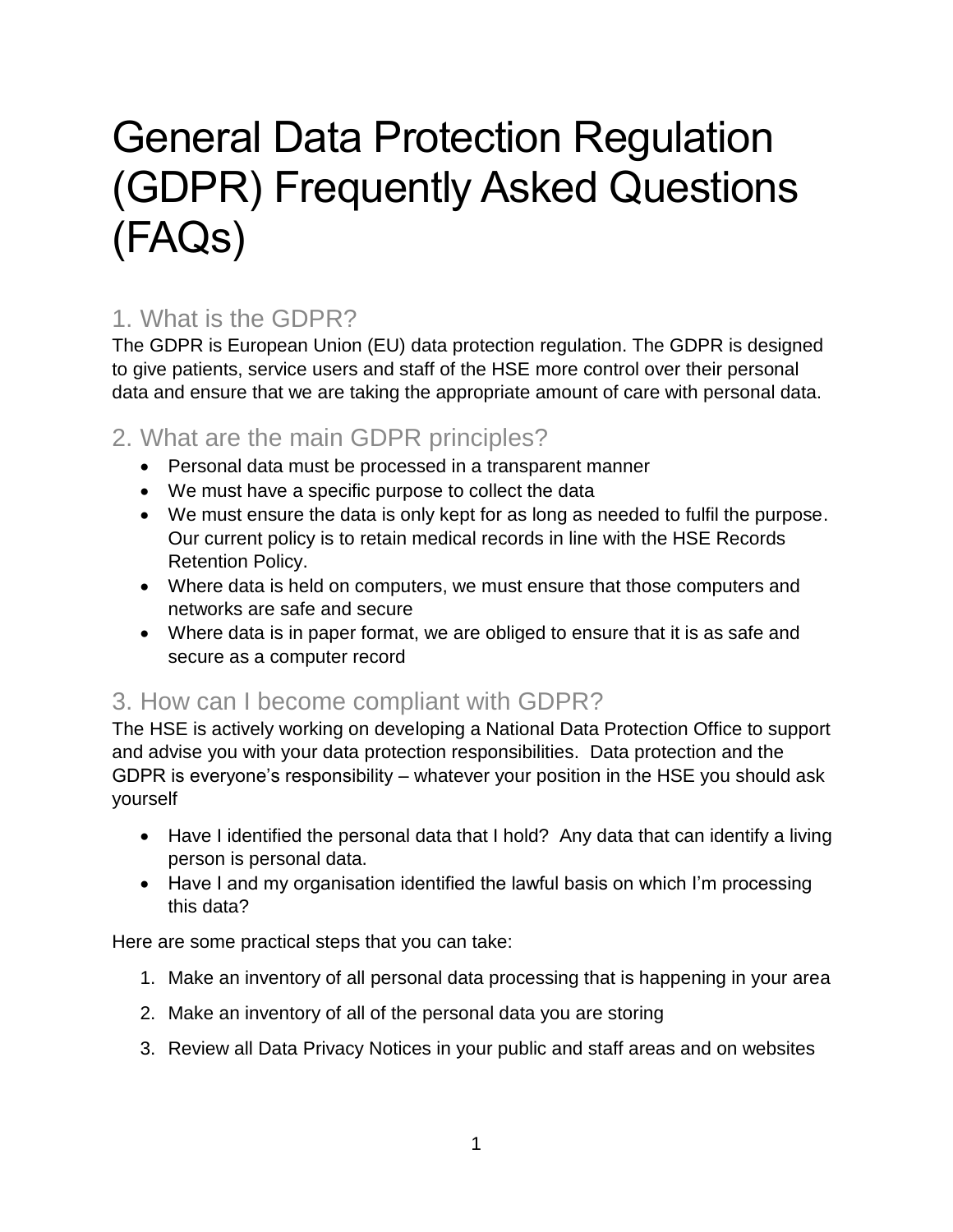# General Data Protection Regulation (GDPR) Frequently Asked Questions (FAQs)

## 1. What is the GDPR?

The GDPR is European Union (EU) data protection regulation. The GDPR is designed to give patients, service users and staff of the HSE more control over their personal data and ensure that we are taking the appropriate amount of care with personal data.

## 2. What are the main GDPR principles?

- Personal data must be processed in a transparent manner
- We must have a specific purpose to collect the data
- We must ensure the data is only kept for as long as needed to fulfil the purpose. Our current policy is to retain medical records in line with the HSE Records Retention Policy.
- Where data is held on computers, we must ensure that those computers and networks are safe and secure
- Where data is in paper format, we are obliged to ensure that it is as safe and secure as a computer record

## 3. How can I become compliant with GDPR?

The HSE is actively working on developing a National Data Protection Office to support and advise you with your data protection responsibilities. Data protection and the GDPR is everyone's responsibility – whatever your position in the HSE you should ask yourself

- Have I identified the personal data that I hold? Any data that can identify a living person is personal data.
- Have I and my organisation identified the lawful basis on which I'm processing this data?

Here are some practical steps that you can take:

1. Make an inventory of all personal data processing that is happening in your area
2. Make an inventory of all of the personal data you are storing
3. Review all Data Privacy Notices in your public and staff areas and on websites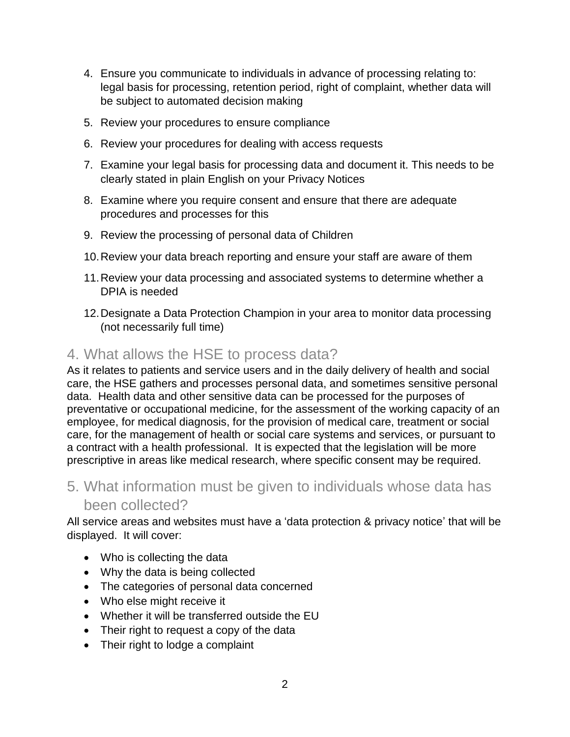4. Ensure you communicate to individuals in advance of processing relating to: legal basis for processing, retention period, right of complaint, whether data will be subject to automated decision making
5. Review your procedures to ensure compliance
6. Review your procedures for dealing with access requests
7. Examine your legal basis for processing data and document it. This needs to be clearly stated in plain English on your Privacy Notices
8. Examine where you require consent and ensure that there are adequate procedures and processes for this
9. Review the processing of personal data of Children
10. Review your data breach reporting and ensure your staff are aware of them
11. Review your data processing and associated systems to determine whether a DPIA is needed
12. Designate a Data Protection Champion in your area to monitor data processing (not necessarily full time)

## 4. What allows the HSE to process data?

As it relates to patients and service users and in the daily delivery of health and social care, the HSE gathers and processes personal data, and sometimes sensitive personal data. Health data and other sensitive data can be processed for the purposes of preventative or occupational medicine, for the assessment of the working capacity of an employee, for medical diagnosis, for the provision of medical care, treatment or social care, for the management of health or social care systems and services, or pursuant to a contract with a health professional. It is expected that the legislation will be more prescriptive in areas like medical research, where specific consent may be required.

## 5. What information must be given to individuals whose data has been collected?

All service areas and websites must have a 'data protection & privacy notice' that will be displayed. It will cover:

- Who is collecting the data
- Why the data is being collected
- The categories of personal data concerned
- Who else might receive it
- Whether it will be transferred outside the EU
- Their right to request a copy of the data
- Their right to lodge a complaint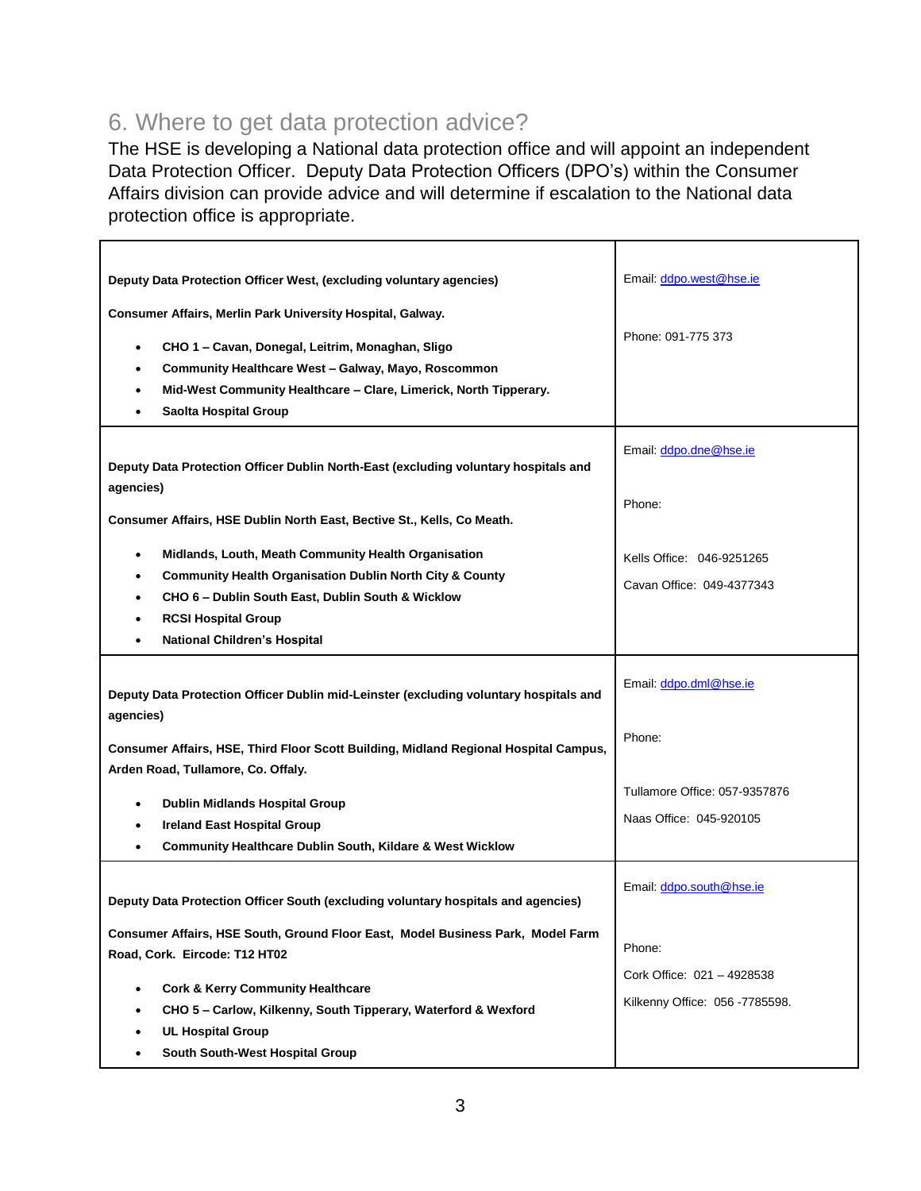## 6. Where to get data protection advice?

The HSE is developing a National data protection office and will appoint an independent Data Protection Officer. Deputy Data Protection Officers (DPO's) within the Consumer Affairs division can provide advice and will determine if escalation to the National data protection office is appropriate.

| | |
|---|---|
| **Deputy Data Protection Officer West, (excluding voluntary agencies)**<br><br>**Consumer Affairs, Merlin Park University Hospital, Galway.**<br><br>• **CHO 1 – Cavan, Donegal, Leitrim, Monaghan, Sligo**<br>• **Community Healthcare West – Galway, Mayo, Roscommon**<br>• **Mid-West Community Healthcare – Clare, Limerick, North Tipperary.**<br>• **Saolta Hospital Group** | Email: ddpo.west@hse.ie<br><br>Phone: 091-775 373 |
| **Deputy Data Protection Officer Dublin North-East (excluding voluntary hospitals and agencies)**<br><br>**Consumer Affairs, HSE Dublin North East, Bective St., Kells, Co Meath.**<br><br>• **Midlands, Louth, Meath Community Health Organisation**<br>• **Community Health Organisation Dublin North City & County**<br>• **CHO 6 – Dublin South East, Dublin South & Wicklow**<br>• **RCSI Hospital Group**<br>• **National Children's Hospital** | Email: ddpo.dne@hse.ie<br><br>Phone:<br><br>Kells Office: 046-9251265<br><br>Cavan Office: 049-4377343 |
| **Deputy Data Protection Officer Dublin mid-Leinster (excluding voluntary hospitals and agencies)**<br><br>**Consumer Affairs, HSE, Third Floor Scott Building, Midland Regional Hospital Campus, Arden Road, Tullamore, Co. Offaly.**<br><br>• **Dublin Midlands Hospital Group**<br>• **Ireland East Hospital Group**<br>• **Community Healthcare Dublin South, Kildare & West Wicklow** | Email: ddpo.dml@hse.ie<br><br>Phone:<br><br>Tullamore Office: 057-9357876<br><br>Naas Office: 045-920105 |
| **Deputy Data Protection Officer South (excluding voluntary hospitals and agencies)**<br><br>**Consumer Affairs, HSE South, Ground Floor East, Model Business Park, Model Farm Road, Cork. Eircode: T12 HT02**<br><br>• **Cork & Kerry Community Healthcare**<br>• **CHO 5 – Carlow, Kilkenny, South Tipperary, Waterford & Wexford**<br>• **UL Hospital Group**<br>• **South South-West Hospital Group** | Email: ddpo.south@hse.ie<br><br>Phone:<br><br>Cork Office: 021 – 4928538<br><br>Kilkenny Office: 056 -7785598. |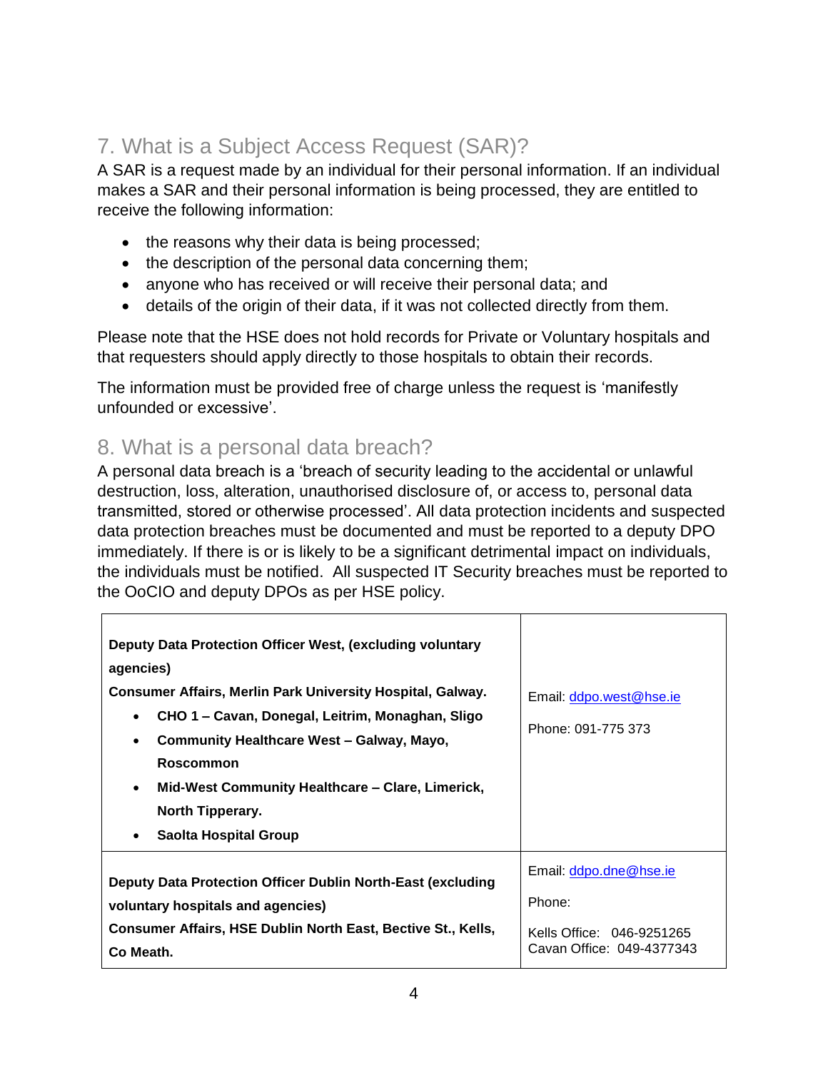## 7. What is a Subject Access Request (SAR)?

A SAR is a request made by an individual for their personal information. If an individual makes a SAR and their personal information is being processed, they are entitled to receive the following information:

- the reasons why their data is being processed;
- the description of the personal data concerning them;
- anyone who has received or will receive their personal data; and
- details of the origin of their data, if it was not collected directly from them.

Please note that the HSE does not hold records for Private or Voluntary hospitals and that requesters should apply directly to those hospitals to obtain their records.

The information must be provided free of charge unless the request is 'manifestly unfounded or excessive'.

## 8. What is a personal data breach?

A personal data breach is a 'breach of security leading to the accidental or unlawful destruction, loss, alteration, unauthorised disclosure of, or access to, personal data transmitted, stored or otherwise processed'. All data protection incidents and suspected data protection breaches must be documented and must be reported to a deputy DPO immediately. If there is or is likely to be a significant detrimental impact on individuals, the individuals must be notified. All suspected IT Security breaches must be reported to the OoCIO and deputy DPOs as per HSE policy.

| | |
|---|---|
| **Deputy Data Protection Officer West, (excluding voluntary agencies)**<br>**Consumer Affairs, Merlin Park University Hospital, Galway.**<br>• **CHO 1 – Cavan, Donegal, Leitrim, Monaghan, Sligo**<br>• **Community Healthcare West – Galway, Mayo, Roscommon**<br>• **Mid-West Community Healthcare – Clare, Limerick, North Tipperary.**<br>• **Saolta Hospital Group** | Email: ddpo.west@hse.ie<br><br>Phone: 091-775 373 |
| **Deputy Data Protection Officer Dublin North-East (excluding voluntary hospitals and agencies)**<br>**Consumer Affairs, HSE Dublin North East, Bective St., Kells, Co Meath.** | Email: ddpo.dne@hse.ie<br><br>Phone:<br><br>Kells Office: 046-9251265<br>Cavan Office: 049-4377343 |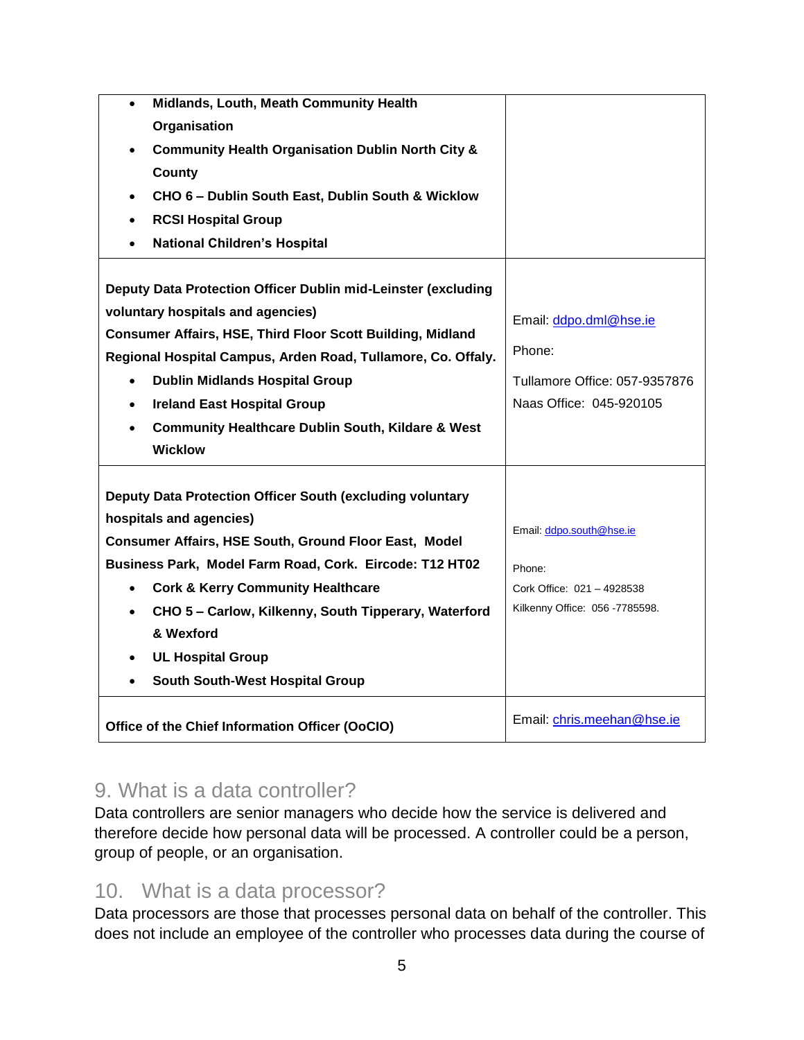| | |
|---|---|
| <ul><li>**Midlands, Louth, Meath Community Health Organisation**</li><li>**Community Health Organisation Dublin North City & County**</li><li>**CHO 6 – Dublin South East, Dublin South & Wicklow**</li><li>**RCSI Hospital Group**</li><li>**National Children's Hospital**</li></ul> | |
| **Deputy Data Protection Officer Dublin mid-Leinster (excluding voluntary hospitals and agencies)**<br>**Consumer Affairs, HSE, Third Floor Scott Building, Midland Regional Hospital Campus, Arden Road, Tullamore, Co. Offaly.**<ul><li>**Dublin Midlands Hospital Group**</li><li>**Ireland East Hospital Group**</li><li>**Community Healthcare Dublin South, Kildare & West Wicklow**</li></ul> | Email: ddpo.dml@hse.ie<br><br>Phone:<br><br>Tullamore Office: 057-9357876<br>Naas Office: 045-920105 |
| **Deputy Data Protection Officer South (excluding voluntary hospitals and agencies)**<br>**Consumer Affairs, HSE South, Ground Floor East, Model Business Park, Model Farm Road, Cork. Eircode: T12 HT02**<ul><li>**Cork & Kerry Community Healthcare**</li><li>**CHO 5 – Carlow, Kilkenny, South Tipperary, Waterford & Wexford**</li><li>**UL Hospital Group**</li><li>**South South-West Hospital Group**</li></ul> | Email: ddpo.south@hse.ie<br><br>Phone:<br>Cork Office: 021 – 4928538<br>Kilkenny Office: 056 -7785598. |
| **Office of the Chief Information Officer (OoCIO)** | Email: chris.meehan@hse.ie |

## 9. What is a data controller?

Data controllers are senior managers who decide how the service is delivered and therefore decide how personal data will be processed. A controller could be a person, group of people, or an organisation.

## 10. What is a data processor?

Data processors are those that processes personal data on behalf of the controller. This does not include an employee of the controller who processes data during the course of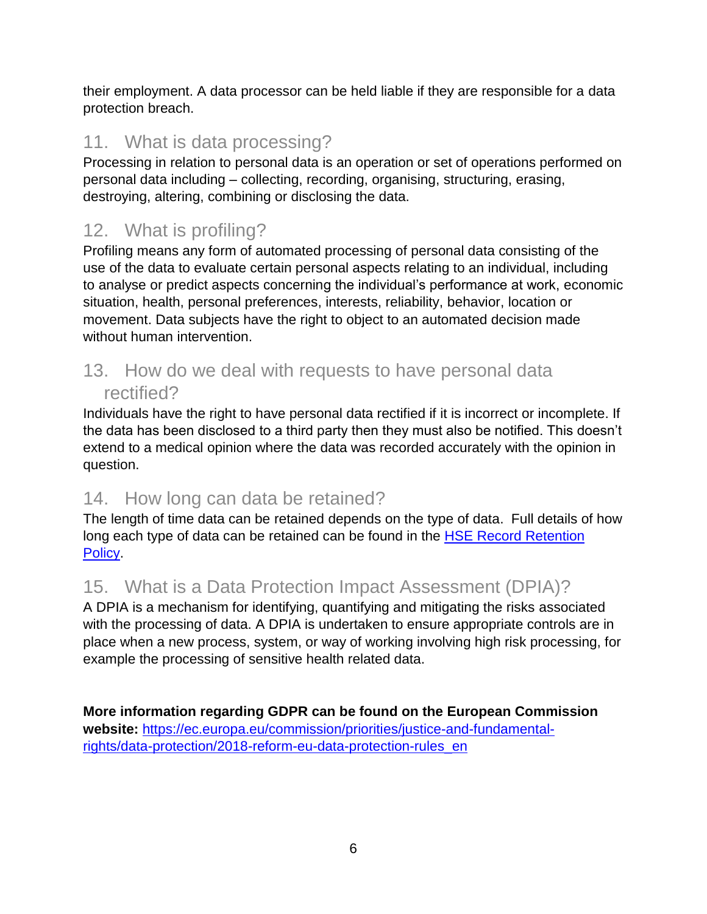their employment. A data processor can be held liable if they are responsible for a data protection breach.

## 11. What is data processing?

Processing in relation to personal data is an operation or set of operations performed on personal data including – collecting, recording, organising, structuring, erasing, destroying, altering, combining or disclosing the data.

## 12. What is profiling?

Profiling means any form of automated processing of personal data consisting of the use of the data to evaluate certain personal aspects relating to an individual, including to analyse or predict aspects concerning the individual's performance at work, economic situation, health, personal preferences, interests, reliability, behavior, location or movement. Data subjects have the right to object to an automated decision made without human intervention.

## 13. How do we deal with requests to have personal data rectified?

Individuals have the right to have personal data rectified if it is incorrect or incomplete. If the data has been disclosed to a third party then they must also be notified. This doesn't extend to a medical opinion where the data was recorded accurately with the opinion in question.

## 14. How long can data be retained?

The length of time data can be retained depends on the type of data. Full details of how long each type of data can be retained can be found in the [HSE Record Retention Policy](HSE Record Retention Policy).

## 15. What is a Data Protection Impact Assessment (DPIA)?

A DPIA is a mechanism for identifying, quantifying and mitigating the risks associated with the processing of data. A DPIA is undertaken to ensure appropriate controls are in place when a new process, system, or way of working involving high risk processing, for example the processing of sensitive health related data.

**More information regarding GDPR can be found on the European Commission website:** [https://ec.europa.eu/commission/priorities/justice-and-fundamental-rights/data-protection/2018-reform-eu-data-protection-rules_en](https://ec.europa.eu/commission/priorities/justice-and-fundamental-rights/data-protection/2018-reform-eu-data-protection-rules_en)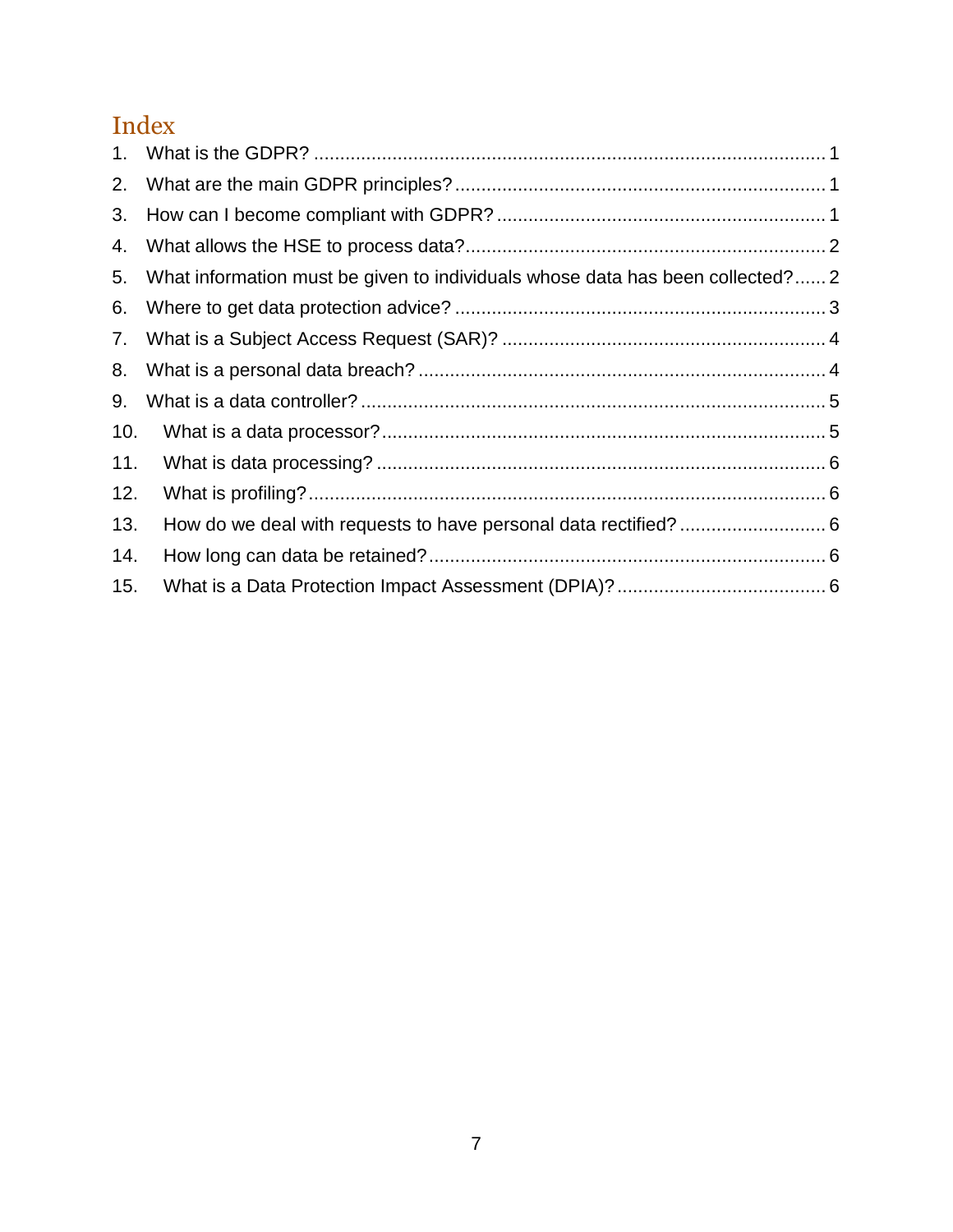# Index

1. What is the GDPR? ..................................................................................................... 1
2. What are the main GDPR principles? ...................................................................... 1
3. How can I become compliant with GDPR? .............................................................. 1
4. What allows the HSE to process data? .................................................................... 2
5. What information must be given to individuals whose data has been collected? ...... 2
6. Where to get data protection advice? ...................................................................... 3
7. What is a Subject Access Request (SAR)? ............................................................. 4
8. What is a personal data breach? ............................................................................. 4
9. What is a data controller? ........................................................................................ 5
10. What is a data processor? ....................................................................................... 5
11. What is data processing? ........................................................................................ 6
12. What is profiling? ..................................................................................................... 6
13. How do we deal with requests to have personal data rectified? ............................ 6
14. How long can data be retained? ............................................................................. 6
15. What is a Data Protection Impact Assessment (DPIA)? ........................................ 6